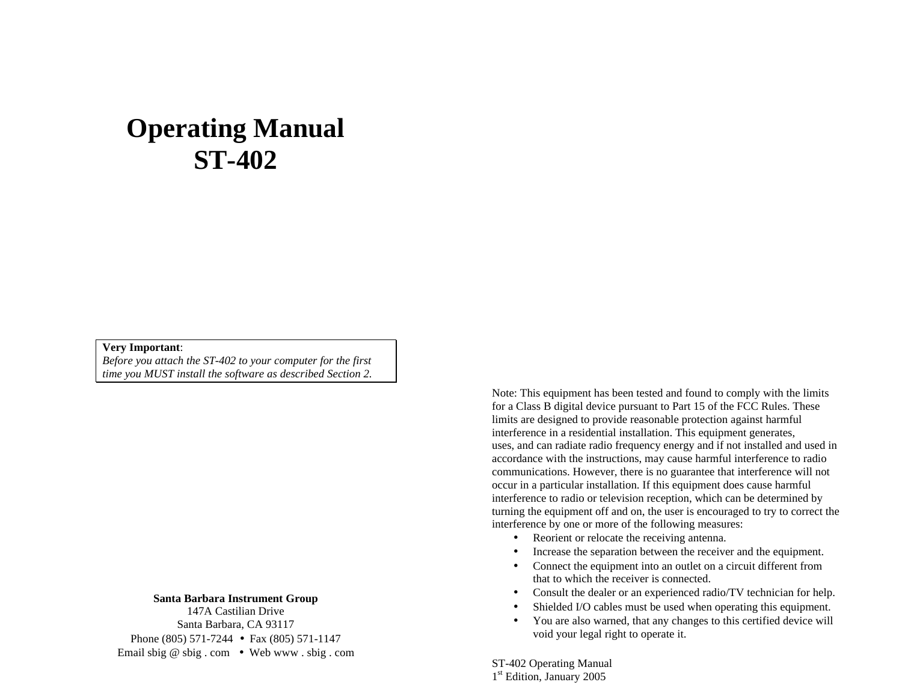# Operating Manual
# ST-402

**Very Important**:
*Before you attach the ST-402 to your computer for the first time you MUST install the software as described Section 2.*

**Santa Barbara Instrument Group**
147A Castilian Drive
Santa Barbara, CA 93117
Phone (805) 571-7244 • Fax (805) 571-1147
Email sbig @ sbig . com • Web www . sbig . com

Note: This equipment has been tested and found to comply with the limits for a Class B digital device pursuant to Part 15 of the FCC Rules. These limits are designed to provide reasonable protection against harmful interference in a residential installation. This equipment generates, uses, and can radiate radio frequency energy and if not installed and used in accordance with the instructions, may cause harmful interference to radio communications. However, there is no guarantee that interference will not occur in a particular installation. If this equipment does cause harmful interference to radio or television reception, which can be determined by turning the equipment off and on, the user is encouraged to try to correct the interference by one or more of the following measures:

- Reorient or relocate the receiving antenna.
- Increase the separation between the receiver and the equipment.
- Connect the equipment into an outlet on a circuit different from that to which the receiver is connected.
- Consult the dealer or an experienced radio/TV technician for help.
- Shielded I/O cables must be used when operating this equipment.
- You are also warned, that any changes to this certified device will void your legal right to operate it.

ST-402 Operating Manual
1st Edition, January 2005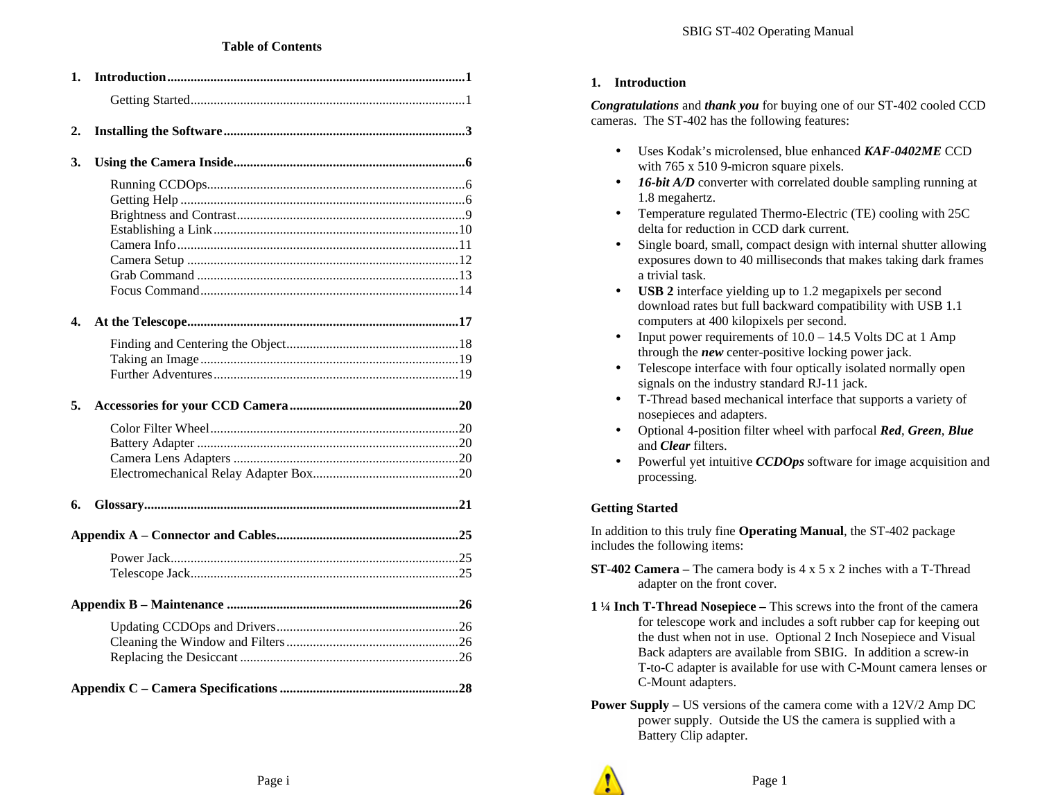## Table of Contents

**1. Introduction** ........ 1
- Getting Started ........ 1

**2. Installing the Software** ........ 3

**3. Using the Camera Inside** ........ 6
- Running CCDOps ........ 6
- Getting Help ........ 6
- Brightness and Contrast ........ 9
- Establishing a Link ........ 10
- Camera Info ........ 11
- Camera Setup ........ 12
- Grab Command ........ 13
- Focus Command ........ 14

**4. At the Telescope** ........ 17
- Finding and Centering the Object ........ 18
- Taking an Image ........ 19
- Further Adventures ........ 19

**5. Accessories for your CCD Camera** ........ 20
- Color Filter Wheel ........ 20
- Battery Adapter ........ 20
- Camera Lens Adapters ........ 20
- Electromechanical Relay Adapter Box ........ 20

**6. Glossary** ........ 21

**Appendix A – Connector and Cables** ........ 25
- Power Jack ........ 25
- Telescope Jack ........ 25

**Appendix B – Maintenance** ........ 26
- Updating CCDOps and Drivers ........ 26
- Cleaning the Window and Filters ........ 26
- Replacing the Desiccant ........ 26

**Appendix C – Camera Specifications** ........ 28

## 1. Introduction

***Congratulations*** and ***thank you*** for buying one of our ST-402 cooled CCD cameras. The ST-402 has the following features:

- Uses Kodak's microlensed, blue enhanced ***KAF-0402ME*** CCD with 765 x 510 9-micron square pixels.
- ***16-bit A/D*** converter with correlated double sampling running at 1.8 megahertz.
- Temperature regulated Thermo-Electric (TE) cooling with 25C delta for reduction in CCD dark current.
- Single board, small, compact design with internal shutter allowing exposures down to 40 milliseconds that makes taking dark frames a trivial task.
- **USB 2** interface yielding up to 1.2 megapixels per second download rates but full backward compatibility with USB 1.1 computers at 400 kilopixels per second.
- Input power requirements of 10.0 – 14.5 Volts DC at 1 Amp through the ***new*** center-positive locking power jack.
- Telescope interface with four optically isolated normally open signals on the industry standard RJ-11 jack.
- T-Thread based mechanical interface that supports a variety of nosepieces and adapters.
- Optional 4-position filter wheel with parfocal ***Red***, ***Green***, ***Blue*** and ***Clear*** filters.
- Powerful yet intuitive ***CCDOps*** software for image acquisition and processing.

### Getting Started

In addition to this truly fine **Operating Manual**, the ST-402 package includes the following items:

**ST-402 Camera –** The camera body is 4 x 5 x 2 inches with a T-Thread adapter on the front cover.

**1 ¼ Inch T-Thread Nosepiece –** This screws into the front of the camera for telescope work and includes a soft rubber cap for keeping out the dust when not in use. Optional 2 Inch Nosepiece and Visual Back adapters are available from SBIG. In addition a screw-in T-to-C adapter is available for use with C-Mount camera lenses or C-Mount adapters.

**Power Supply –** US versions of the camera come with a 12V/2 Amp DC power supply. Outside the US the camera is supplied with a Battery Clip adapter.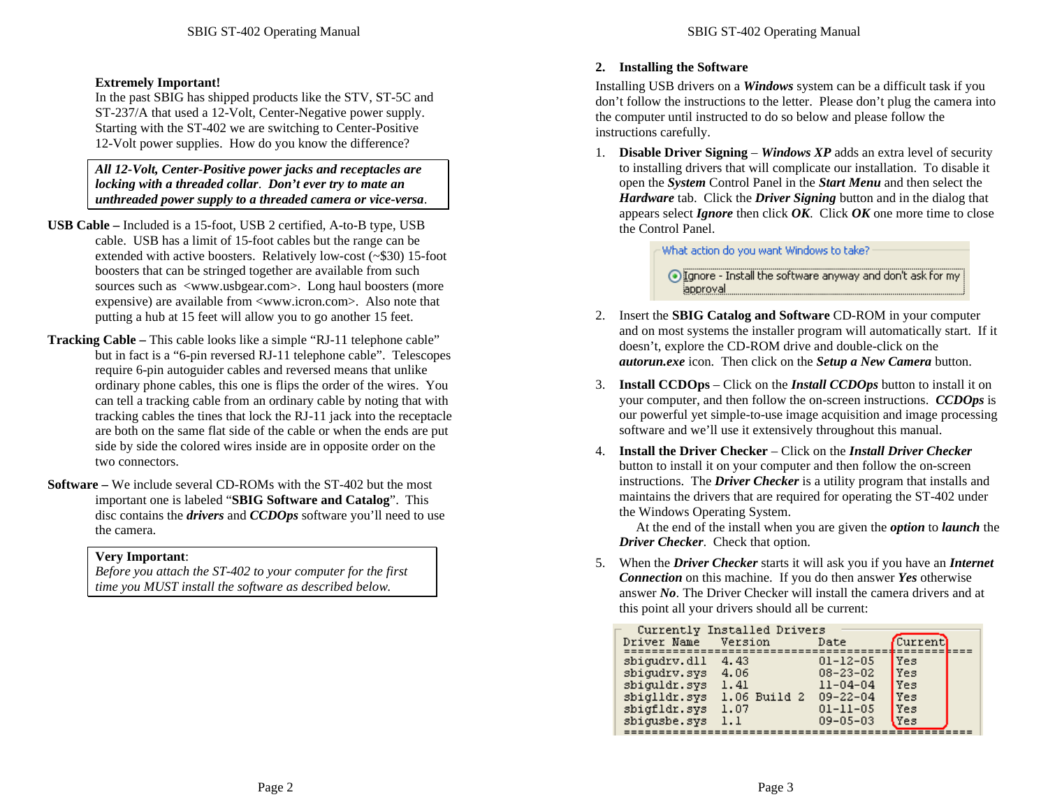**Extremely Important!**
In the past SBIG has shipped products like the STV, ST-5C and ST-237/A that used a 12-Volt, Center-Negative power supply. Starting with the ST-402 we are switching to Center-Positive 12-Volt power supplies. How do you know the difference?

> ***All 12-Volt, Center-Positive power jacks and receptacles are locking with a threaded collar*. *Don't ever try to mate an unthreaded power supply to a threaded camera or vice-versa*.**

**USB Cable –** Included is a 15-foot, USB 2 certified, A-to-B type, USB cable. USB has a limit of 15-foot cables but the range can be extended with active boosters. Relatively low-cost (~$30) 15-foot boosters that can be stringed together are available from such sources such as <www.usbgear.com>. Long haul boosters (more expensive) are available from <www.icron.com>. Also note that putting a hub at 15 feet will allow you to go another 15 feet.

**Tracking Cable –** This cable looks like a simple "RJ-11 telephone cable" but in fact is a "6-pin reversed RJ-11 telephone cable". Telescopes require 6-pin autoguider cables and reversed means that unlike ordinary phone cables, this one is flips the order of the wires. You can tell a tracking cable from an ordinary cable by noting that with tracking cables the tines that lock the RJ-11 jack into the receptacle are both on the same flat side of the cable or when the ends are put side by side the colored wires inside are in opposite order on the two connectors.

**Software –** We include several CD-ROMs with the ST-402 but the most important one is labeled "**SBIG Software and Catalog**". This disc contains the ***drivers*** and ***CCDOps*** software you'll need to use the camera.

> **Very Important**:
> *Before you attach the ST-402 to your computer for the first time you MUST install the software as described below.*

## 2. Installing the Software

Installing USB drivers on a ***Windows*** system can be a difficult task if you don't follow the instructions to the letter. Please don't plug the camera into the computer until instructed to do so below and please follow the instructions carefully.

1. **Disable Driver Signing** – ***Windows XP*** adds an extra level of security to installing drivers that will complicate our installation. To disable it open the ***System*** Control Panel in the ***Start Menu*** and then select the ***Hardware*** tab. Click the ***Driver Signing*** button and in the dialog that appears select ***Ignore*** then click ***OK***. Click ***OK*** one more time to close the Control Panel.

   What action do you want Windows to take?
   ◉ Ignore - Install the software anyway and don't ask for my approval

2. Insert the **SBIG Catalog and Software** CD-ROM in your computer and on most systems the installer program will automatically start. If it doesn't, explore the CD-ROM drive and double-click on the ***autorun.exe*** icon. Then click on the ***Setup a New Camera*** button.

3. **Install CCDOps** – Click on the ***Install CCDOps*** button to install it on your computer, and then follow the on-screen instructions. ***CCDOps*** is our powerful yet simple-to-use image acquisition and image processing software and we'll use it extensively throughout this manual.

4. **Install the Driver Checker** – Click on the ***Install Driver Checker*** button to install it on your computer and then follow the on-screen instructions. The ***Driver Checker*** is a utility program that installs and maintains the drivers that are required for operating the ST-402 under the Windows Operating System.
   At the end of the install when you are given the ***option*** to ***launch*** the ***Driver Checker***. Check that option.

5. When the ***Driver Checker*** starts it will ask you if you have an ***Internet Connection*** on this machine. If you do then answer ***Yes*** otherwise answer ***No***. The Driver Checker will install the camera drivers and at this point all your drivers should all be current:

Currently Installed Drivers

| Driver Name | Version | Date | Current |
|---|---|---|---|
| sbigudrv.dll | 4.43 | 01-12-05 | Yes |
| sbigudrv.sys | 4.06 | 08-23-02 | Yes |
| sbiguldr.sys | 1.41 | 11-04-04 | Yes |
| sbiglldr.sys | 1.06 Build 2 | 09-22-04 | Yes |
| sbigfldr.sys | 1.07 | 01-11-05 | Yes |
| sbigusbe.sys | 1.1 | 09-05-03 | Yes |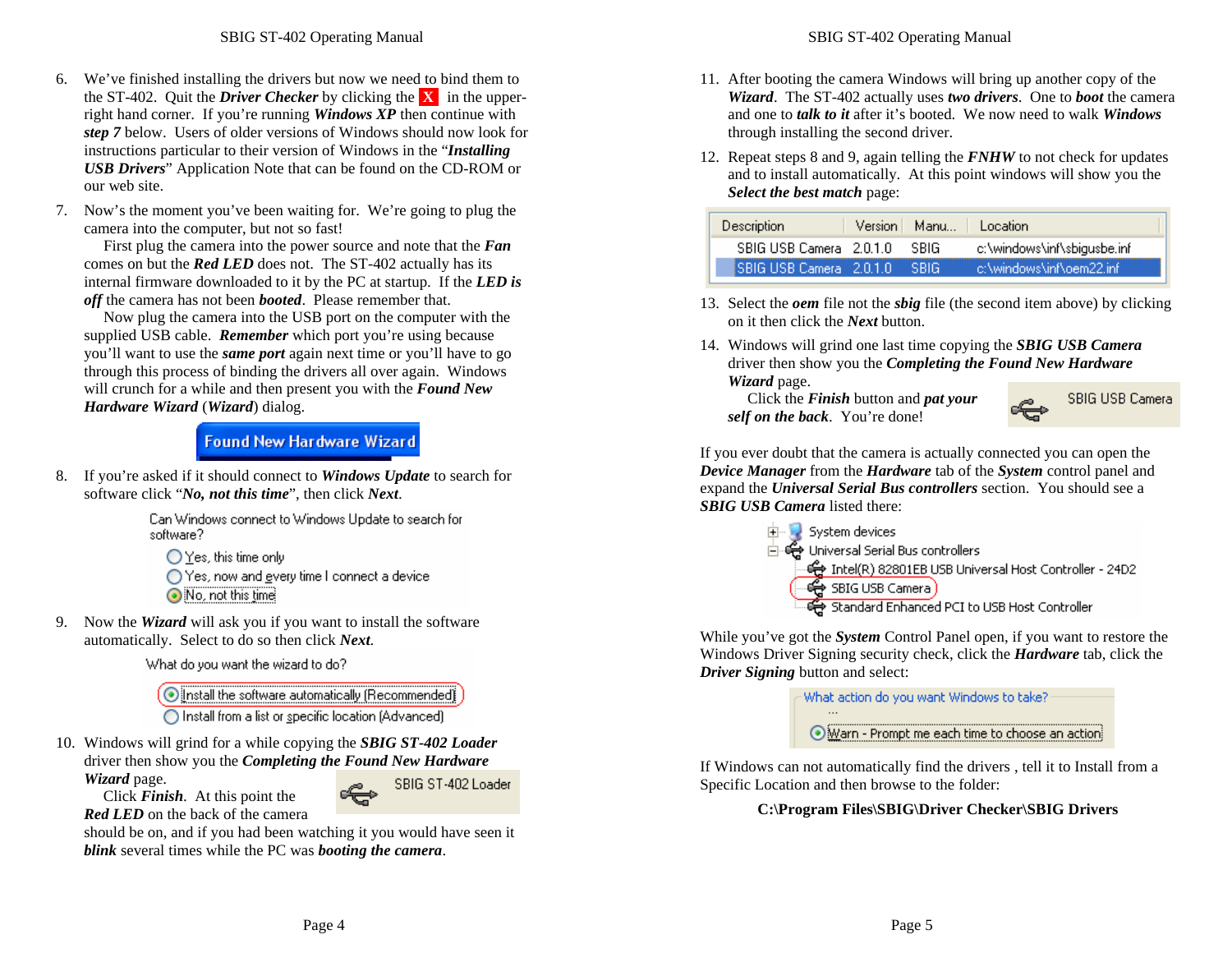6. We've finished installing the drivers but now we need to bind them to the ST-402. Quit the ***Driver Checker*** by clicking the X in the upper-right hand corner. If you're running ***Windows XP*** then continue with ***step 7*** below. Users of older versions of Windows should now look for instructions particular to their version of Windows in the "***Installing USB Drivers***" Application Note that can be found on the CD-ROM or our web site.

7. Now's the moment you've been waiting for. We're going to plug the camera into the computer, but not so fast!

   First plug the camera into the power source and note that the ***Fan*** comes on but the ***Red LED*** does not. The ST-402 actually has its internal firmware downloaded to it by the PC at startup. If the ***LED is off*** the camera has not been ***booted***. Please remember that.

   Now plug the camera into the USB port on the computer with the supplied USB cable. ***Remember*** which port you're using because you'll want to use the ***same port*** again next time or you'll have to go through this process of binding the drivers all over again. Windows will crunch for a while and then present you with the ***Found New Hardware Wizard*** (***Wizard***) dialog.

   Found New Hardware Wizard

8. If you're asked if it should connect to ***Windows Update*** to search for software click "***No, not this time***", then click ***Next***.

   Can Windows connect to Windows Update to search for software?
   - ○ Yes, this time only
   - ○ Yes, now and every time I connect a device
   - ◉ No, not this time

9. Now the ***Wizard*** will ask you if you want to install the software automatically. Select to do so then click ***Next***.

   What do you want the wizard to do?
   - ◉ Install the software automatically (Recommended)
   - ○ Install from a list or specific location (Advanced)

10. Windows will grind for a while copying the ***SBIG ST-402 Loader*** driver then show you the ***Completing the Found New Hardware Wizard*** page.

    SBIG ST-402 Loader

    Click ***Finish***. At this point the ***Red LED*** on the back of the camera should be on, and if you had been watching it you would have seen it ***blink*** several times while the PC was ***booting the camera***.

11. After booting the camera Windows will bring up another copy of the ***Wizard***. The ST-402 actually uses ***two drivers***. One to ***boot*** the camera and one to ***talk to it*** after it's booted. We now need to walk ***Windows*** through installing the second driver.

12. Repeat steps 8 and 9, again telling the ***FNHW*** to not check for updates and to install automatically. At this point windows will show you the ***Select the best match*** page:

| Description | Version | Manu... | Location |
|---|---|---|---|
| SBIG USB Camera | 2.0.1.0 | SBIG | c:\windows\inf\sbigusbe.inf |
| SBIG USB Camera | 2.0.1.0 | SBIG | c:\windows\inf\oem22.inf |

13. Select the ***oem*** file not the ***sbig*** file (the second item above) by clicking on it then click the ***Next*** button.

14. Windows will grind one last time copying the ***SBIG USB Camera*** driver then show you the ***Completing the Found New Hardware Wizard*** page.

    SBIG USB Camera

    Click the ***Finish*** button and ***pat your self on the back***. You're done!

If you ever doubt that the camera is actually connected you can open the ***Device Manager*** from the ***Hardware*** tab of the ***System*** control panel and expand the ***Universal Serial Bus controllers*** section. You should see a ***SBIG USB Camera*** listed there:

- System devices
- Universal Serial Bus controllers
  - Intel(R) 82801EB USB Universal Host Controller - 24D2
  - SBIG USB Camera
  - Standard Enhanced PCI to USB Host Controller

While you've got the ***System*** Control Panel open, if you want to restore the Windows Driver Signing security check, click the ***Hardware*** tab, click the ***Driver Signing*** button and select:

What action do you want Windows to take?
- ◉ Warn - Prompt me each time to choose an action

If Windows can not automatically find the drivers , tell it to Install from a Specific Location and then browse to the folder:

**C:\Program Files\SBIG\Driver Checker\SBIG Drivers**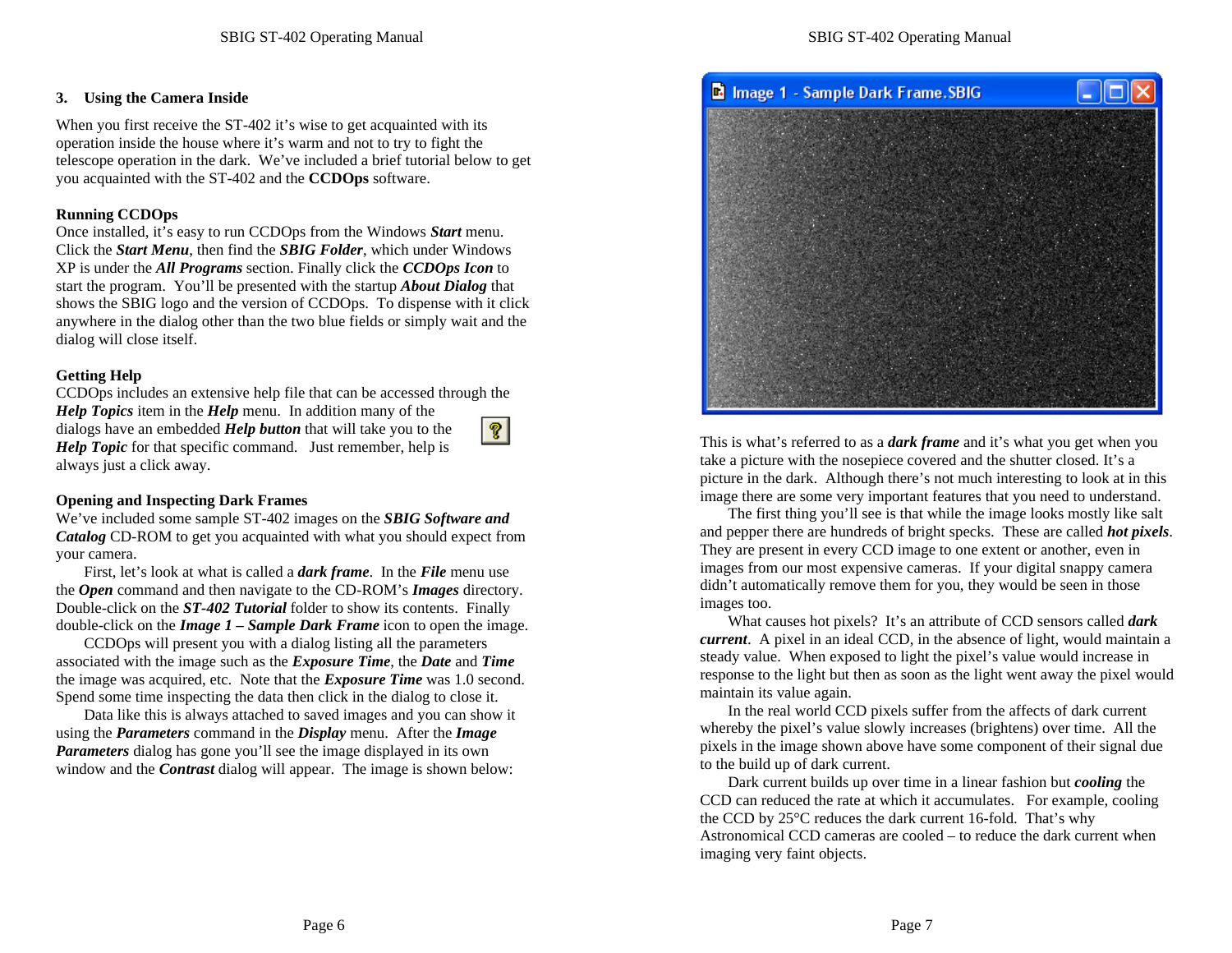## 3. Using the Camera Inside

When you first receive the ST-402 it's wise to get acquainted with its operation inside the house where it's warm and not to try to fight the telescope operation in the dark. We've included a brief tutorial below to get you acquainted with the ST-402 and the **CCDOps** software.

### Running CCDOps

Once installed, it's easy to run CCDOps from the Windows ***Start*** menu. Click the ***Start Menu***, then find the ***SBIG Folder***, which under Windows XP is under the ***All Programs*** section. Finally click the ***CCDOps Icon*** to start the program. You'll be presented with the startup ***About Dialog*** that shows the SBIG logo and the version of CCDOps. To dispense with it click anywhere in the dialog other than the two blue fields or simply wait and the dialog will close itself.

### Getting Help

CCDOps includes an extensive help file that can be accessed through the ***Help Topics*** item in the ***Help*** menu. In addition many of the dialogs have an embedded ***Help button*** that will take you to the ***Help Topic*** for that specific command. Just remember, help is always just a click away.

### Opening and Inspecting Dark Frames

We've included some sample ST-402 images on the ***SBIG Software and Catalog*** CD-ROM to get you acquainted with what you should expect from your camera.

First, let's look at what is called a ***dark frame***. In the ***File*** menu use the ***Open*** command and then navigate to the CD-ROM's ***Images*** directory. Double-click on the ***ST-402 Tutorial*** folder to show its contents. Finally double-click on the ***Image 1 – Sample Dark Frame*** icon to open the image.

CCDOps will present you with a dialog listing all the parameters associated with the image such as the ***Exposure Time***, the ***Date*** and ***Time*** the image was acquired, etc. Note that the ***Exposure Time*** was 1.0 second. Spend some time inspecting the data then click in the dialog to close it.

Data like this is always attached to saved images and you can show it using the ***Parameters*** command in the ***Display*** menu. After the ***Image Parameters*** dialog has gone you'll see the image displayed in its own window and the ***Contrast*** dialog will appear. The image is shown below:

This is what's referred to as a ***dark frame*** and it's what you get when you take a picture with the nosepiece covered and the shutter closed. It's a picture in the dark. Although there's not much interesting to look at in this image there are some very important features that you need to understand.

The first thing you'll see is that while the image looks mostly like salt and pepper there are hundreds of bright specks. These are called ***hot pixels***. They are present in every CCD image to one extent or another, even in images from our most expensive cameras. If your digital snappy camera didn't automatically remove them for you, they would be seen in those images too.

What causes hot pixels? It's an attribute of CCD sensors called ***dark current***. A pixel in an ideal CCD, in the absence of light, would maintain a steady value. When exposed to light the pixel's value would increase in response to the light but then as soon as the light went away the pixel would maintain its value again.

In the real world CCD pixels suffer from the affects of dark current whereby the pixel's value slowly increases (brightens) over time. All the pixels in the image shown above have some component of their signal due to the build up of dark current.

Dark current builds up over time in a linear fashion but ***cooling*** the CCD can reduced the rate at which it accumulates. For example, cooling the CCD by 25°C reduces the dark current 16-fold. That's why Astronomical CCD cameras are cooled – to reduce the dark current when imaging very faint objects.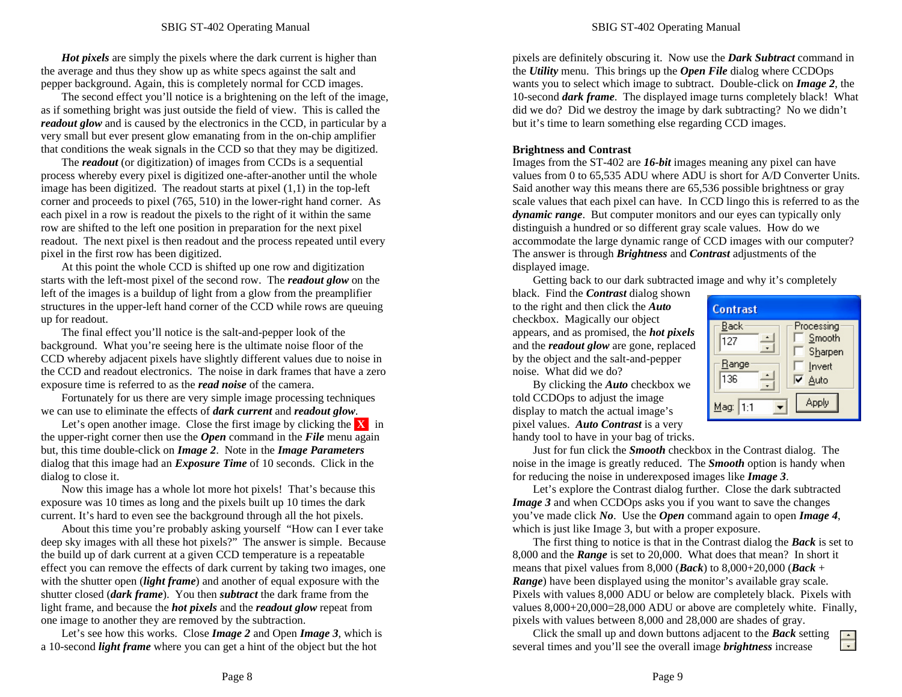***Hot pixels*** are simply the pixels where the dark current is higher than the average and thus they show up as white specs against the salt and pepper background. Again, this is completely normal for CCD images.

The second effect you'll notice is a brightening on the left of the image, as if something bright was just outside the field of view. This is called the ***readout glow*** and is caused by the electronics in the CCD, in particular by a very small but ever present glow emanating from in the on-chip amplifier that conditions the weak signals in the CCD so that they may be digitized.

The ***readout*** (or digitization) of images from CCDs is a sequential process whereby every pixel is digitized one-after-another until the whole image has been digitized. The readout starts at pixel (1,1) in the top-left corner and proceeds to pixel (765, 510) in the lower-right hand corner. As each pixel in a row is readout the pixels to the right of it within the same row are shifted to the left one position in preparation for the next pixel readout. The next pixel is then readout and the process repeated until every pixel in the first row has been digitized.

At this point the whole CCD is shifted up one row and digitization starts with the left-most pixel of the second row. The ***readout glow*** on the left of the images is a buildup of light from a glow from the preamplifier structures in the upper-left hand corner of the CCD while rows are queuing up for readout.

The final effect you'll notice is the salt-and-pepper look of the background. What you're seeing here is the ultimate noise floor of the CCD whereby adjacent pixels have slightly different values due to noise in the CCD and readout electronics. The noise in dark frames that have a zero exposure time is referred to as the ***read noise*** of the camera.

Fortunately for us there are very simple image processing techniques we can use to eliminate the effects of ***dark current*** and ***readout glow***.

Let's open another image. Close the first image by clicking the X in the upper-right corner then use the ***Open*** command in the ***File*** menu again but, this time double-click on ***Image 2***. Note in the ***Image Parameters*** dialog that this image had an ***Exposure Time*** of 10 seconds. Click in the dialog to close it.

Now this image has a whole lot more hot pixels! That's because this exposure was 10 times as long and the pixels built up 10 times the dark current. It's hard to even see the background through all the hot pixels.

About this time you're probably asking yourself "How can I ever take deep sky images with all these hot pixels?" The answer is simple. Because the build up of dark current at a given CCD temperature is a repeatable effect you can remove the effects of dark current by taking two images, one with the shutter open (***light frame***) and another of equal exposure with the shutter closed (***dark frame***). You then ***subtract*** the dark frame from the light frame, and because the ***hot pixels*** and the ***readout glow*** repeat from one image to another they are removed by the subtraction.

Let's see how this works. Close ***Image 2*** and Open ***Image 3***, which is a 10-second ***light frame*** where you can get a hint of the object but the hot pixels are definitely obscuring it. Now use the ***Dark Subtract*** command in the ***Utility*** menu. This brings up the ***Open File*** dialog where CCDOps wants you to select which image to subtract. Double-click on ***Image 2***, the 10-second ***dark frame***. The displayed image turns completely black! What did we do? Did we destroy the image by dark subtracting? No we didn't but it's time to learn something else regarding CCD images.

## Brightness and Contrast

Images from the ST-402 are ***16-bit*** images meaning any pixel can have values from 0 to 65,535 ADU where ADU is short for A/D Converter Units. Said another way this means there are 65,536 possible brightness or gray scale values that each pixel can have. In CCD lingo this is referred to as the ***dynamic range***. But computer monitors and our eyes can typically only distinguish a hundred or so different gray scale values. How do we accommodate the large dynamic range of CCD images with our computer? The answer is through ***Brightness*** and ***Contrast*** adjustments of the displayed image.

Getting back to our dark subtracted image and why it's completely black. Find the ***Contrast*** dialog shown to the right and then click the ***Auto*** checkbox. Magically our object appears, and as promised, the ***hot pixels*** and the ***readout glow*** are gone, replaced by the object and the salt-and-pepper noise. What did we do?

By clicking the ***Auto*** checkbox we told CCDOps to adjust the image display to match the actual image's pixel values. ***Auto Contrast*** is a very handy tool to have in your bag of tricks.

Just for fun click the ***Smooth*** checkbox in the Contrast dialog. The noise in the image is greatly reduced. The ***Smooth*** option is handy when for reducing the noise in underexposed images like ***Image 3***.

Let's explore the Contrast dialog further. Close the dark subtracted ***Image 3*** and when CCDOps asks you if you want to save the changes you've made click ***No***. Use the ***Open*** command again to open ***Image 4***, which is just like Image 3, but with a proper exposure.

The first thing to notice is that in the Contrast dialog the ***Back*** is set to 8,000 and the ***Range*** is set to 20,000. What does that mean? In short it means that pixel values from 8,000 (***Back***) to 8,000+20,000 (***Back*** + ***Range***) have been displayed using the monitor's available gray scale. Pixels with values 8,000 ADU or below are completely black. Pixels with values 8,000+20,000=28,000 ADU or above are completely white. Finally, pixels with values between 8,000 and 28,000 are shades of gray.

Click the small up and down buttons adjacent to the ***Back*** setting several times and you'll see the overall image ***brightness*** increase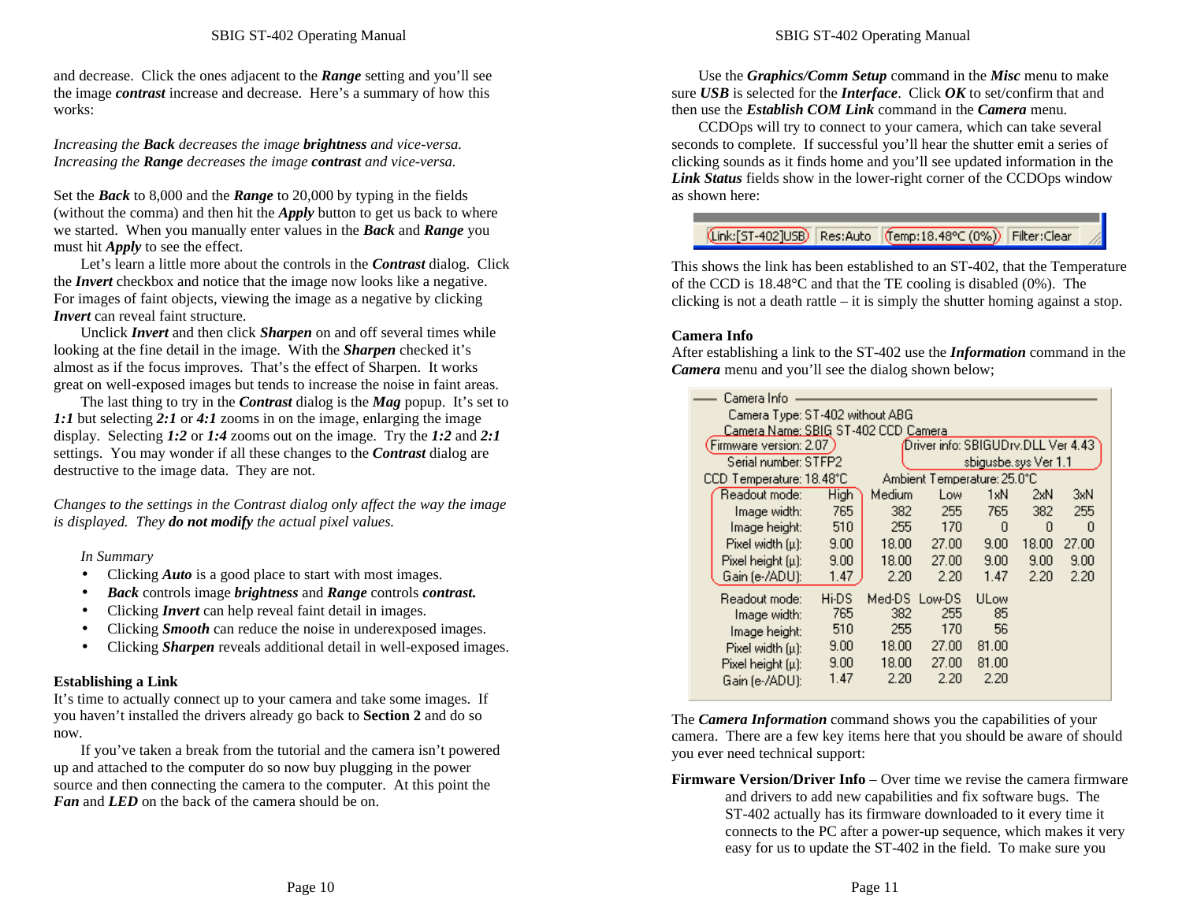and decrease. Click the ones adjacent to the ***Range*** setting and you'll see the image ***contrast*** increase and decrease. Here's a summary of how this works:

*Increasing the* ***Back*** *decreases the image* ***brightness*** *and vice-versa.*
*Increasing the* ***Range*** *decreases the image* ***contrast*** *and vice-versa.*

Set the ***Back*** to 8,000 and the ***Range*** to 20,000 by typing in the fields (without the comma) and then hit the ***Apply*** button to get us back to where we started. When you manually enter values in the ***Back*** and ***Range*** you must hit ***Apply*** to see the effect.

Let's learn a little more about the controls in the ***Contrast*** dialog. Click the ***Invert*** checkbox and notice that the image now looks like a negative. For images of faint objects, viewing the image as a negative by clicking ***Invert*** can reveal faint structure.

Unclick ***Invert*** and then click ***Sharpen*** on and off several times while looking at the fine detail in the image. With the ***Sharpen*** checked it's almost as if the focus improves. That's the effect of Sharpen. It works great on well-exposed images but tends to increase the noise in faint areas.

The last thing to try in the ***Contrast*** dialog is the ***Mag*** popup. It's set to ***1:1*** but selecting ***2:1*** or ***4:1*** zooms in on the image, enlarging the image display. Selecting ***1:2*** or ***1:4*** zooms out on the image. Try the ***1:2*** and ***2:1*** settings. You may wonder if all these changes to the ***Contrast*** dialog are destructive to the image data. They are not.

*Changes to the settings in the Contrast dialog only affect the way the image is displayed. They* ***do not modify*** *the actual pixel values.*

*In Summary*

- Clicking ***Auto*** is a good place to start with most images.
- ***Back*** controls image ***brightness*** and ***Range*** controls ***contrast.***
- Clicking ***Invert*** can help reveal faint detail in images.
- Clicking ***Smooth*** can reduce the noise in underexposed images.
- Clicking ***Sharpen*** reveals additional detail in well-exposed images.

**Establishing a Link**

It's time to actually connect up to your camera and take some images. If you haven't installed the drivers already go back to **Section 2** and do so now.

If you've taken a break from the tutorial and the camera isn't powered up and attached to the computer do so now buy plugging in the power source and then connecting the camera to the computer. At this point the ***Fan*** and ***LED*** on the back of the camera should be on.

Use the ***Graphics/Comm Setup*** command in the ***Misc*** menu to make sure ***USB*** is selected for the ***Interface***. Click ***OK*** to set/confirm that and then use the ***Establish COM Link*** command in the ***Camera*** menu.

CCDOps will try to connect to your camera, which can take several seconds to complete. If successful you'll hear the shutter emit a series of clicking sounds as it finds home and you'll see updated information in the ***Link Status*** fields show in the lower-right corner of the CCDOps window as shown here:

Link:[ST-402]USB | Res:Auto | Temp:18.48°C (0%) | Filter:Clear

This shows the link has been established to an ST-402, that the Temperature of the CCD is 18.48°C and that the TE cooling is disabled (0%). The clicking is not a death rattle – it is simply the shutter homing against a stop.

**Camera Info**

After establishing a link to the ST-402 use the ***Information*** command in the ***Camera*** menu and you'll see the dialog shown below;

Camera Info
Camera Type: ST-402 without ABG
Camera Name: SBIG ST-402 CCD Camera
Firmware version: 2.07 Driver info: SBIGUDrv.DLL Ver 4.43
Serial number: STFP2 sbigusbe.sys Ver 1.1
CCD Temperature: 18.48°C Ambient Temperature: 25.0°C

| Readout mode: | High | Medium | Low | 1xN | 2xN | 3xN |
|---|---|---|---|---|---|---|
| Image width: | 765 | 382 | 255 | 765 | 382 | 255 |
| Image height: | 510 | 255 | 170 | 0 | 0 | 0 |
| Pixel width (µ): | 9.00 | 18.00 | 27.00 | 9.00 | 18.00 | 27.00 |
| Pixel height (µ): | 9.00 | 18.00 | 27.00 | 9.00 | 9.00 | 9.00 |
| Gain (e-/ADU): | 1.47 | 2.20 | 2.20 | 1.47 | 2.20 | 2.20 |

| Readout mode: | Hi-DS | Med-DS | Low-DS | ULow |
|---|---|---|---|---|
| Image width: | 765 | 382 | 255 | 85 |
| Image height: | 510 | 255 | 170 | 56 |
| Pixel width (µ): | 9.00 | 18.00 | 27.00 | 81.00 |
| Pixel height (µ): | 9.00 | 18.00 | 27.00 | 81.00 |
| Gain (e-/ADU): | 1.47 | 2.20 | 2.20 | 2.20 |

The ***Camera Information*** command shows you the capabilities of your camera. There are a few key items here that you should be aware of should you ever need technical support:

**Firmware Version/Driver Info** – Over time we revise the camera firmware and drivers to add new capabilities and fix software bugs. The ST-402 actually has its firmware downloaded to it every time it connects to the PC after a power-up sequence, which makes it very easy for us to update the ST-402 in the field. To make sure you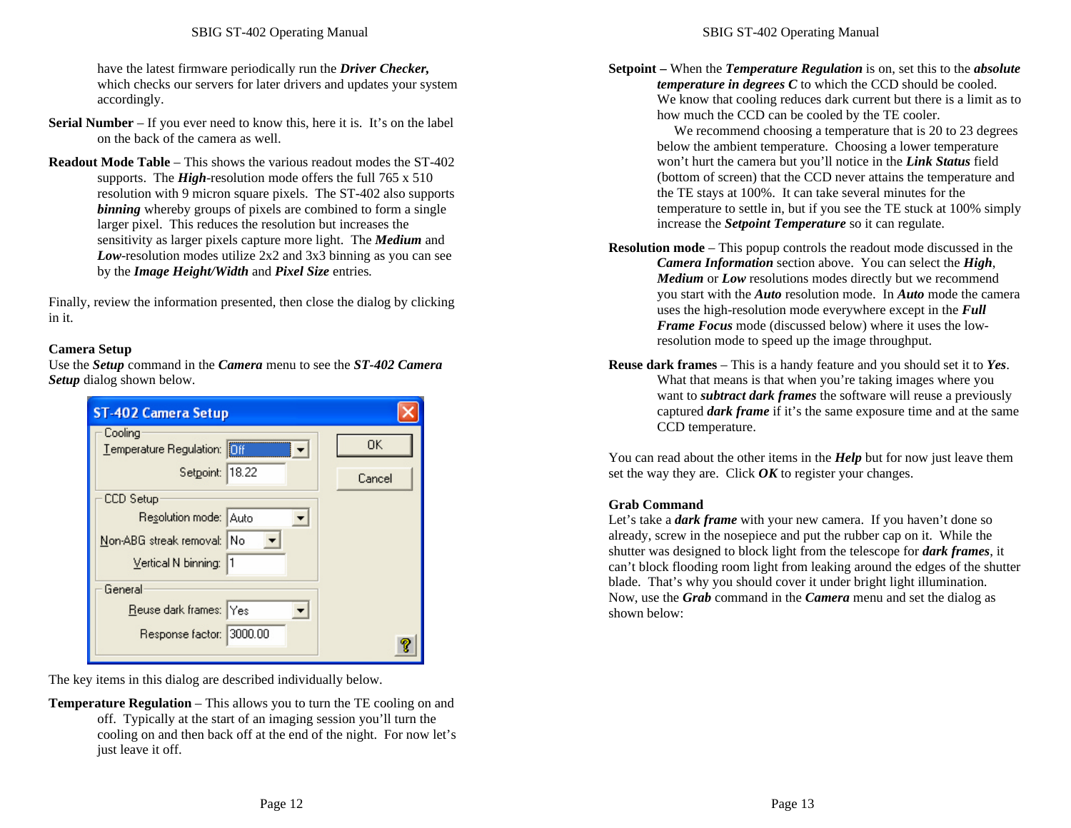have the latest firmware periodically run the ***Driver Checker,*** which checks our servers for later drivers and updates your system accordingly.

**Serial Number** – If you ever need to know this, here it is. It's on the label on the back of the camera as well.

**Readout Mode Table** – This shows the various readout modes the ST-402 supports. The ***High***-resolution mode offers the full 765 x 510 resolution with 9 micron square pixels. The ST-402 also supports ***binning*** whereby groups of pixels are combined to form a single larger pixel. This reduces the resolution but increases the sensitivity as larger pixels capture more light. The ***Medium*** and ***Low***-resolution modes utilize 2x2 and 3x3 binning as you can see by the ***Image Height/Width*** and ***Pixel Size*** entries.

Finally, review the information presented, then close the dialog by clicking in it.

### Camera Setup

Use the ***Setup*** command in the ***Camera*** menu to see the ***ST-402 Camera Setup*** dialog shown below.

The key items in this dialog are described individually below.

**Temperature Regulation** – This allows you to turn the TE cooling on and off. Typically at the start of an imaging session you'll turn the cooling on and then back off at the end of the night. For now let's just leave it off.

**Setpoint** – When the ***Temperature Regulation*** is on, set this to the ***absolute temperature in degrees C*** to which the CCD should be cooled. We know that cooling reduces dark current but there is a limit as to how much the CCD can be cooled by the TE cooler.

We recommend choosing a temperature that is 20 to 23 degrees below the ambient temperature. Choosing a lower temperature won't hurt the camera but you'll notice in the ***Link Status*** field (bottom of screen) that the CCD never attains the temperature and the TE stays at 100%. It can take several minutes for the temperature to settle in, but if you see the TE stuck at 100% simply increase the ***Setpoint Temperature*** so it can regulate.

**Resolution mode** – This popup controls the readout mode discussed in the ***Camera Information*** section above. You can select the ***High***, ***Medium*** or ***Low*** resolutions modes directly but we recommend you start with the ***Auto*** resolution mode. In ***Auto*** mode the camera uses the high-resolution mode everywhere except in the ***Full Frame Focus*** mode (discussed below) where it uses the low-resolution mode to speed up the image throughput.

**Reuse dark frames** – This is a handy feature and you should set it to ***Yes***. What that means is that when you're taking images where you want to ***subtract dark frames*** the software will reuse a previously captured ***dark frame*** if it's the same exposure time and at the same CCD temperature.

You can read about the other items in the ***Help*** but for now just leave them set the way they are. Click ***OK*** to register your changes.

### Grab Command

Let's take a ***dark frame*** with your new camera. If you haven't done so already, screw in the nosepiece and put the rubber cap on it. While the shutter was designed to block light from the telescope for ***dark frames***, it can't block flooding room light from leaking around the edges of the shutter blade. That's why you should cover it under bright light illumination. Now, use the ***Grab*** command in the ***Camera*** menu and set the dialog as shown below: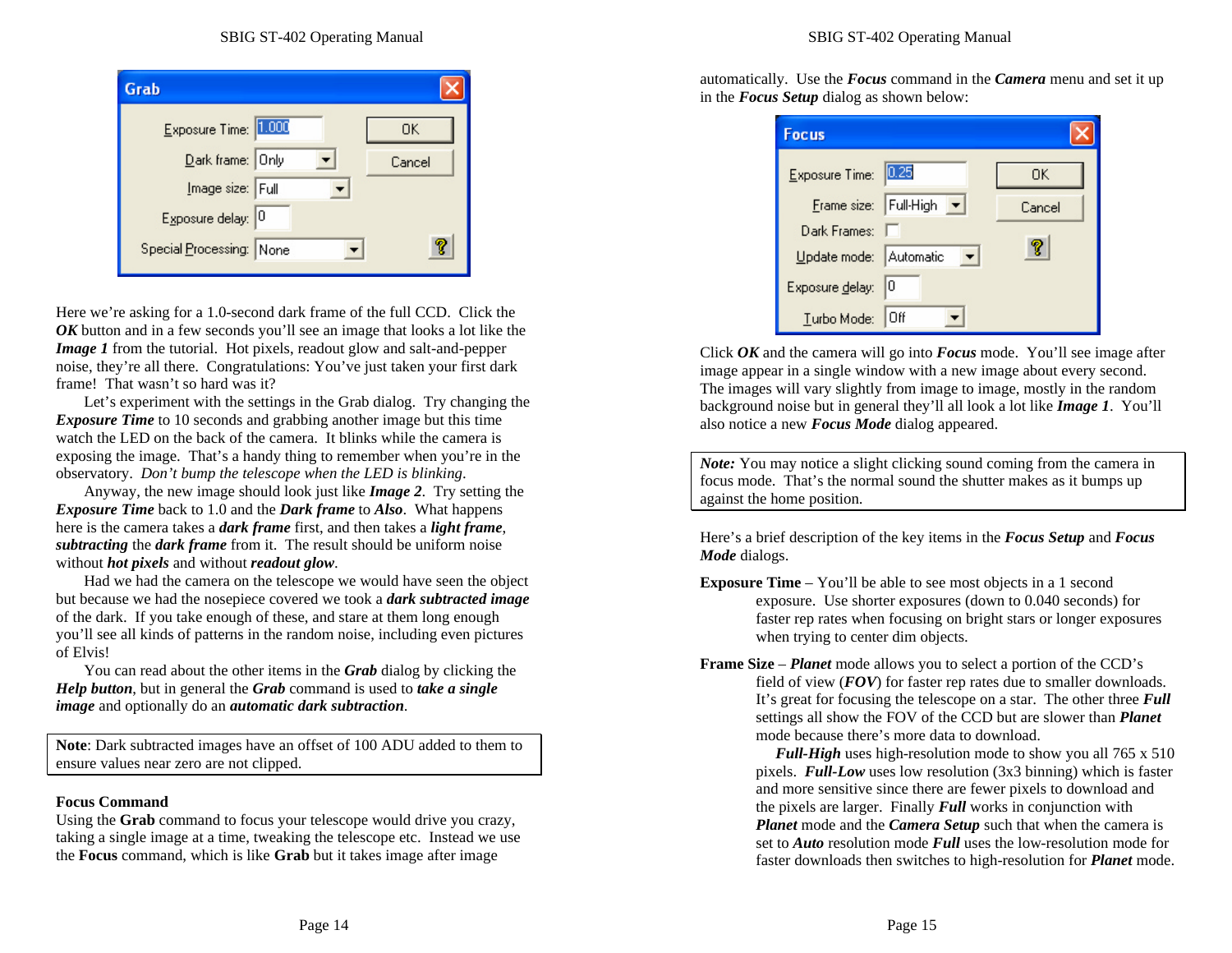Here we're asking for a 1.0-second dark frame of the full CCD. Click the ***OK*** button and in a few seconds you'll see an image that looks a lot like the ***Image 1*** from the tutorial. Hot pixels, readout glow and salt-and-pepper noise, they're all there. Congratulations: You've just taken your first dark frame! That wasn't so hard was it?

Let's experiment with the settings in the Grab dialog. Try changing the ***Exposure Time*** to 10 seconds and grabbing another image but this time watch the LED on the back of the camera. It blinks while the camera is exposing the image. That's a handy thing to remember when you're in the observatory. *Don't bump the telescope when the LED is blinking.*

Anyway, the new image should look just like ***Image 2***. Try setting the ***Exposure Time*** back to 1.0 and the ***Dark frame*** to ***Also***. What happens here is the camera takes a ***dark frame*** first, and then takes a ***light frame***, ***subtracting*** the ***dark frame*** from it. The result should be uniform noise without ***hot pixels*** and without ***readout glow***.

Had we had the camera on the telescope we would have seen the object but because we had the nosepiece covered we took a ***dark subtracted image*** of the dark. If you take enough of these, and stare at them long enough you'll see all kinds of patterns in the random noise, including even pictures of Elvis!

You can read about the other items in the ***Grab*** dialog by clicking the ***Help button***, but in general the ***Grab*** command is used to ***take a single image*** and optionally do an ***automatic dark subtraction***.

> **Note**: Dark subtracted images have an offset of 100 ADU added to them to ensure values near zero are not clipped.

**Focus Command**

Using the **Grab** command to focus your telescope would drive you crazy, taking a single image at a time, tweaking the telescope etc. Instead we use the **Focus** command, which is like **Grab** but it takes image after image automatically. Use the ***Focus*** command in the ***Camera*** menu and set it up in the ***Focus Setup*** dialog as shown below:

Click ***OK*** and the camera will go into ***Focus*** mode. You'll see image after image appear in a single window with a new image about every second. The images will vary slightly from image to image, mostly in the random background noise but in general they'll all look a lot like ***Image 1***. You'll also notice a new ***Focus Mode*** dialog appeared.

> ***Note:*** You may notice a slight clicking sound coming from the camera in focus mode. That's the normal sound the shutter makes as it bumps up against the home position.

Here's a brief description of the key items in the ***Focus Setup*** and ***Focus Mode*** dialogs.

**Exposure Time** – You'll be able to see most objects in a 1 second exposure. Use shorter exposures (down to 0.040 seconds) for faster rep rates when focusing on bright stars or longer exposures when trying to center dim objects.

**Frame Size** – ***Planet*** mode allows you to select a portion of the CCD's field of view (***FOV***) for faster rep rates due to smaller downloads. It's great for focusing the telescope on a star. The other three ***Full*** settings all show the FOV of the CCD but are slower than ***Planet*** mode because there's more data to download.

***Full-High*** uses high-resolution mode to show you all 765 x 510 pixels. ***Full-Low*** uses low resolution (3x3 binning) which is faster and more sensitive since there are fewer pixels to download and the pixels are larger. Finally ***Full*** works in conjunction with ***Planet*** mode and the ***Camera Setup*** such that when the camera is set to ***Auto*** resolution mode ***Full*** uses the low-resolution mode for faster downloads then switches to high-resolution for ***Planet*** mode.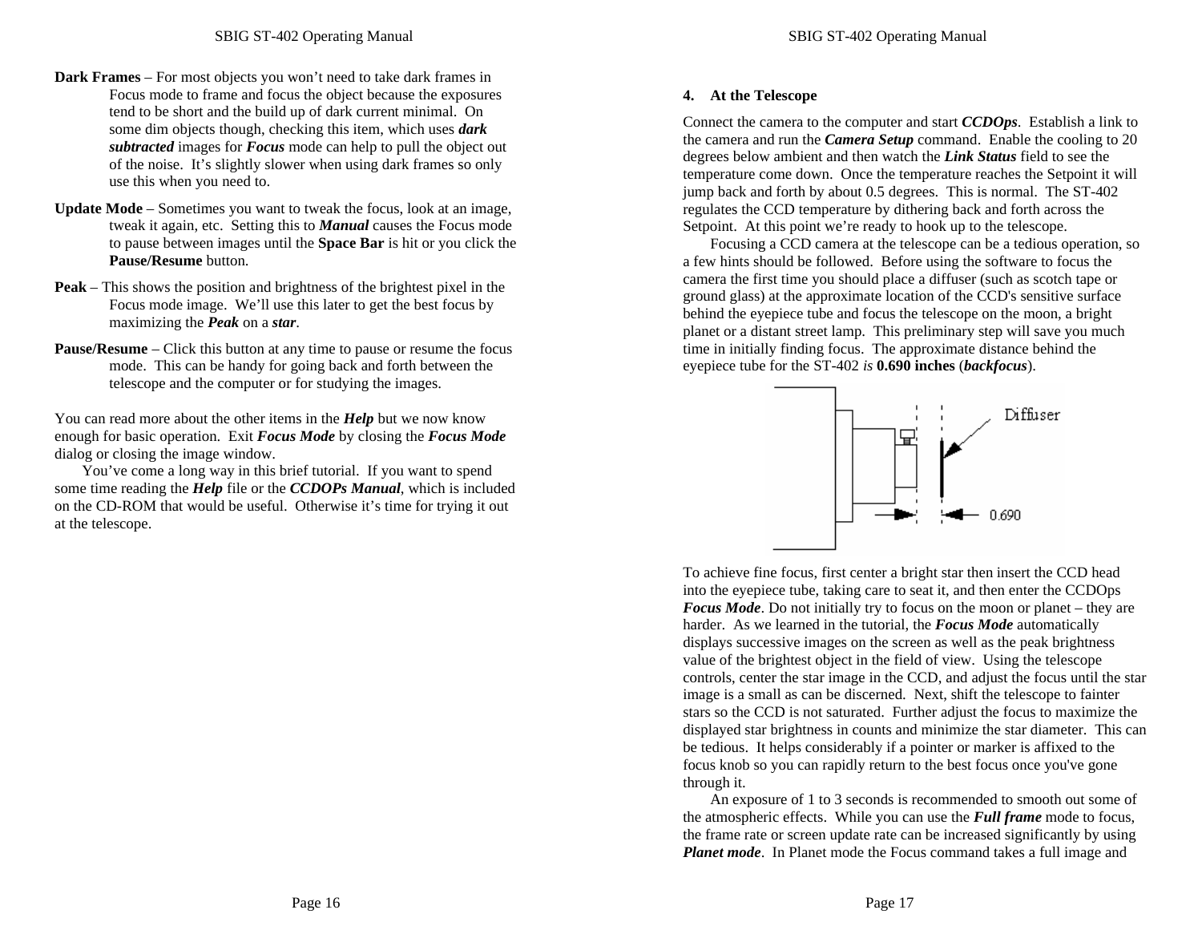**Dark Frames** – For most objects you won't need to take dark frames in Focus mode to frame and focus the object because the exposures tend to be short and the build up of dark current minimal. On some dim objects though, checking this item, which uses ***dark subtracted*** images for ***Focus*** mode can help to pull the object out of the noise. It's slightly slower when using dark frames so only use this when you need to.

**Update Mode** – Sometimes you want to tweak the focus, look at an image, tweak it again, etc. Setting this to ***Manual*** causes the Focus mode to pause between images until the **Space Bar** is hit or you click the **Pause/Resume** button.

**Peak** – This shows the position and brightness of the brightest pixel in the Focus mode image. We'll use this later to get the best focus by maximizing the ***Peak*** on a ***star***.

**Pause/Resume** – Click this button at any time to pause or resume the focus mode. This can be handy for going back and forth between the telescope and the computer or for studying the images.

You can read more about the other items in the ***Help*** but we now know enough for basic operation. Exit ***Focus Mode*** by closing the ***Focus Mode*** dialog or closing the image window.

You've come a long way in this brief tutorial. If you want to spend some time reading the ***Help*** file or the ***CCDOPs Manual***, which is included on the CD-ROM that would be useful. Otherwise it's time for trying it out at the telescope.

## 4. At the Telescope

Connect the camera to the computer and start ***CCDOps***. Establish a link to the camera and run the ***Camera Setup*** command. Enable the cooling to 20 degrees below ambient and then watch the ***Link Status*** field to see the temperature come down. Once the temperature reaches the Setpoint it will jump back and forth by about 0.5 degrees. This is normal. The ST-402 regulates the CCD temperature by dithering back and forth across the Setpoint. At this point we're ready to hook up to the telescope.

Focusing a CCD camera at the telescope can be a tedious operation, so a few hints should be followed. Before using the software to focus the camera the first time you should place a diffuser (such as scotch tape or ground glass) at the approximate location of the CCD's sensitive surface behind the eyepiece tube and focus the telescope on the moon, a bright planet or a distant street lamp. This preliminary step will save you much time in initially finding focus. The approximate distance behind the eyepiece tube for the ST-402 *is* **0.690 inches** (***backfocus***).

To achieve fine focus, first center a bright star then insert the CCD head into the eyepiece tube, taking care to seat it, and then enter the CCDOps ***Focus Mode***. Do not initially try to focus on the moon or planet – they are harder. As we learned in the tutorial, the ***Focus Mode*** automatically displays successive images on the screen as well as the peak brightness value of the brightest object in the field of view. Using the telescope controls, center the star image in the CCD, and adjust the focus until the star image is a small as can be discerned. Next, shift the telescope to fainter stars so the CCD is not saturated. Further adjust the focus to maximize the displayed star brightness in counts and minimize the star diameter. This can be tedious. It helps considerably if a pointer or marker is affixed to the focus knob so you can rapidly return to the best focus once you've gone through it.

An exposure of 1 to 3 seconds is recommended to smooth out some of the atmospheric effects. While you can use the ***Full frame*** mode to focus, the frame rate or screen update rate can be increased significantly by using ***Planet mode***. In Planet mode the Focus command takes a full image and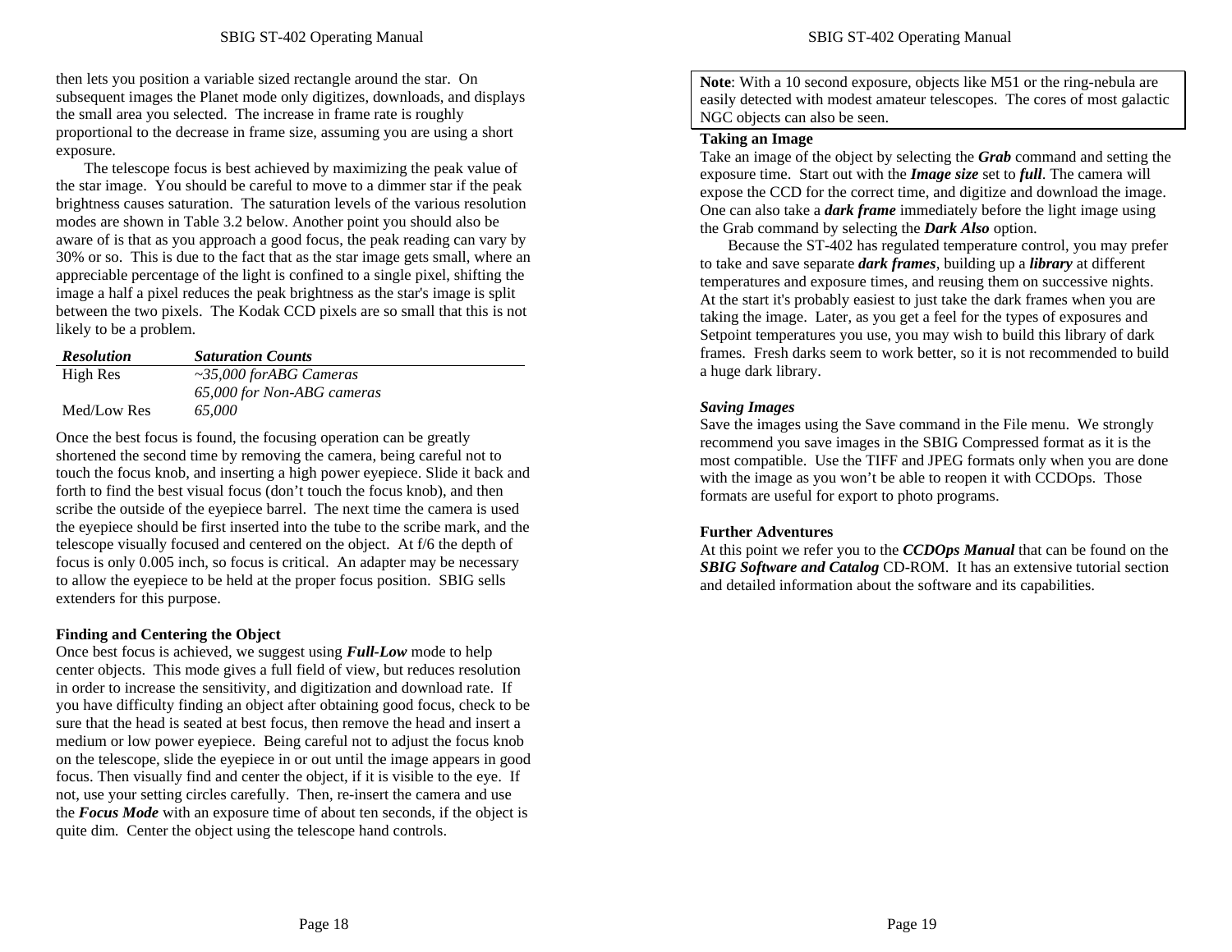then lets you position a variable sized rectangle around the star. On subsequent images the Planet mode only digitizes, downloads, and displays the small area you selected. The increase in frame rate is roughly proportional to the decrease in frame size, assuming you are using a short exposure.

The telescope focus is best achieved by maximizing the peak value of the star image. You should be careful to move to a dimmer star if the peak brightness causes saturation. The saturation levels of the various resolution modes are shown in Table 3.2 below. Another point you should also be aware of is that as you approach a good focus, the peak reading can vary by 30% or so. This is due to the fact that as the star image gets small, where an appreciable percentage of the light is confined to a single pixel, shifting the image a half a pixel reduces the peak brightness as the star's image is split between the two pixels. The Kodak CCD pixels are so small that this is not likely to be a problem.

| ***Resolution*** | ***Saturation Counts*** |
|---|---|
| High Res | *~35,000 forABG Cameras* |
| | *65,000 for Non-ABG cameras* |
| Med/Low Res | *65,000* |

Once the best focus is found, the focusing operation can be greatly shortened the second time by removing the camera, being careful not to touch the focus knob, and inserting a high power eyepiece. Slide it back and forth to find the best visual focus (don't touch the focus knob), and then scribe the outside of the eyepiece barrel. The next time the camera is used the eyepiece should be first inserted into the tube to the scribe mark, and the telescope visually focused and centered on the object. At f/6 the depth of focus is only 0.005 inch, so focus is critical. An adapter may be necessary to allow the eyepiece to be held at the proper focus position. SBIG sells extenders for this purpose.

**Finding and Centering the Object**

Once best focus is achieved, we suggest using ***Full-Low*** mode to help center objects. This mode gives a full field of view, but reduces resolution in order to increase the sensitivity, and digitization and download rate. If you have difficulty finding an object after obtaining good focus, check to be sure that the head is seated at best focus, then remove the head and insert a medium or low power eyepiece. Being careful not to adjust the focus knob on the telescope, slide the eyepiece in or out until the image appears in good focus. Then visually find and center the object, if it is visible to the eye. If not, use your setting circles carefully. Then, re-insert the camera and use the ***Focus Mode*** with an exposure time of about ten seconds, if the object is quite dim. Center the object using the telescope hand controls.

> **Note**: With a 10 second exposure, objects like M51 or the ring-nebula are easily detected with modest amateur telescopes. The cores of most galactic NGC objects can also be seen.

**Taking an Image**

Take an image of the object by selecting the ***Grab*** command and setting the exposure time. Start out with the ***Image size*** set to ***full***. The camera will expose the CCD for the correct time, and digitize and download the image. One can also take a ***dark frame*** immediately before the light image using the Grab command by selecting the ***Dark Also*** option.

Because the ST-402 has regulated temperature control, you may prefer to take and save separate ***dark frames***, building up a ***library*** at different temperatures and exposure times, and reusing them on successive nights. At the start it's probably easiest to just take the dark frames when you are taking the image. Later, as you get a feel for the types of exposures and Setpoint temperatures you use, you may wish to build this library of dark frames. Fresh darks seem to work better, so it is not recommended to build a huge dark library.

***Saving Images***

Save the images using the Save command in the File menu. We strongly recommend you save images in the SBIG Compressed format as it is the most compatible. Use the TIFF and JPEG formats only when you are done with the image as you won't be able to reopen it with CCDOps. Those formats are useful for export to photo programs.

**Further Adventures**

At this point we refer you to the ***CCDOps Manual*** that can be found on the ***SBIG Software and Catalog*** CD-ROM. It has an extensive tutorial section and detailed information about the software and its capabilities.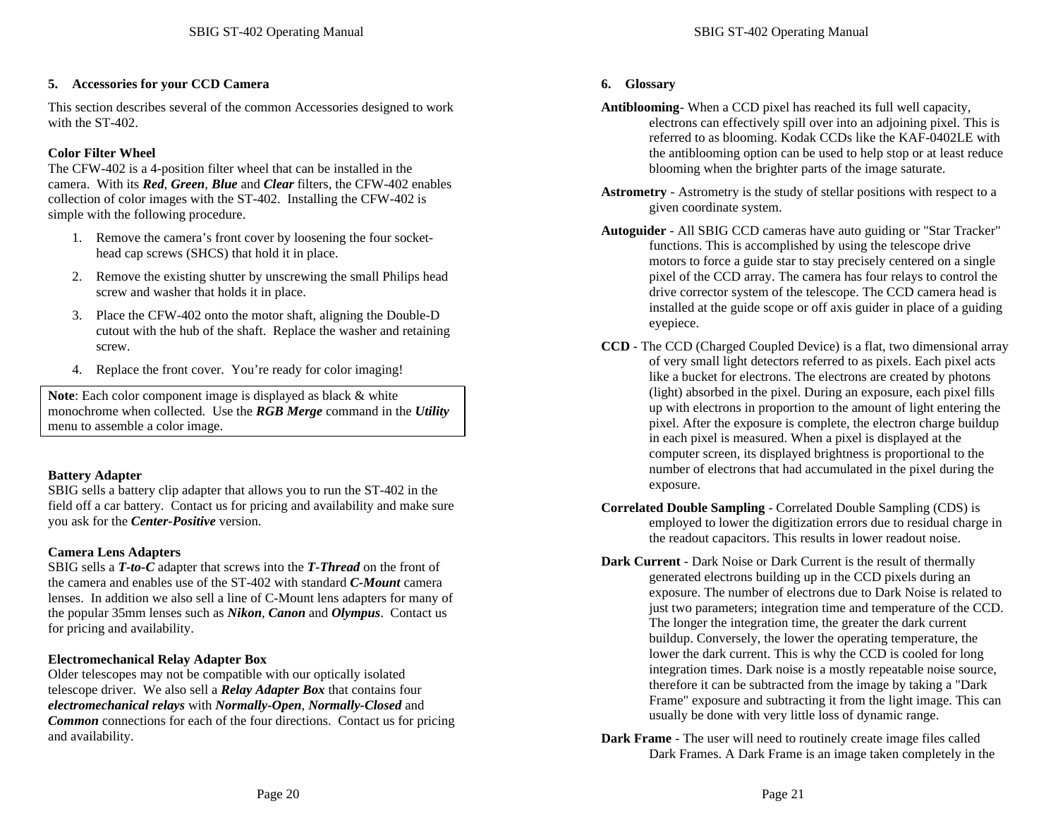## 5. Accessories for your CCD Camera

This section describes several of the common Accessories designed to work with the ST-402.

### Color Filter Wheel

The CFW-402 is a 4-position filter wheel that can be installed in the camera. With its ***Red***, ***Green***, ***Blue*** and ***Clear*** filters, the CFW-402 enables collection of color images with the ST-402. Installing the CFW-402 is simple with the following procedure.

1. Remove the camera's front cover by loosening the four socket-head cap screws (SHCS) that hold it in place.
2. Remove the existing shutter by unscrewing the small Philips head screw and washer that holds it in place.
3. Place the CFW-402 onto the motor shaft, aligning the Double-D cutout with the hub of the shaft. Replace the washer and retaining screw.
4. Replace the front cover. You're ready for color imaging!

> **Note**: Each color component image is displayed as black & white monochrome when collected. Use the ***RGB Merge*** command in the ***Utility*** menu to assemble a color image.

### Battery Adapter

SBIG sells a battery clip adapter that allows you to run the ST-402 in the field off a car battery. Contact us for pricing and availability and make sure you ask for the ***Center-Positive*** version.

### Camera Lens Adapters

SBIG sells a ***T-to-C*** adapter that screws into the ***T-Thread*** on the front of the camera and enables use of the ST-402 with standard ***C-Mount*** camera lenses. In addition we also sell a line of C-Mount lens adapters for many of the popular 35mm lenses such as ***Nikon***, ***Canon*** and ***Olympus***. Contact us for pricing and availability.

### Electromechanical Relay Adapter Box

Older telescopes may not be compatible with our optically isolated telescope driver. We also sell a ***Relay Adapter Box*** that contains four ***electromechanical relays*** with ***Normally-Open***, ***Normally-Closed*** and ***Common*** connections for each of the four directions. Contact us for pricing and availability.

## 6. Glossary

**Antiblooming**- When a CCD pixel has reached its full well capacity, electrons can effectively spill over into an adjoining pixel. This is referred to as blooming. Kodak CCDs like the KAF-0402LE with the antiblooming option can be used to help stop or at least reduce blooming when the brighter parts of the image saturate.

**Astrometry** - Astrometry is the study of stellar positions with respect to a given coordinate system.

**Autoguider** - All SBIG CCD cameras have auto guiding or "Star Tracker" functions. This is accomplished by using the telescope drive motors to force a guide star to stay precisely centered on a single pixel of the CCD array. The camera has four relays to control the drive corrector system of the telescope. The CCD camera head is installed at the guide scope or off axis guider in place of a guiding eyepiece.

**CCD** - The CCD (Charged Coupled Device) is a flat, two dimensional array of very small light detectors referred to as pixels. Each pixel acts like a bucket for electrons. The electrons are created by photons (light) absorbed in the pixel. During an exposure, each pixel fills up with electrons in proportion to the amount of light entering the pixel. After the exposure is complete, the electron charge buildup in each pixel is measured. When a pixel is displayed at the computer screen, its displayed brightness is proportional to the number of electrons that had accumulated in the pixel during the exposure.

**Correlated Double Sampling** - Correlated Double Sampling (CDS) is employed to lower the digitization errors due to residual charge in the readout capacitors. This results in lower readout noise.

**Dark Current** - Dark Noise or Dark Current is the result of thermally generated electrons building up in the CCD pixels during an exposure. The number of electrons due to Dark Noise is related to just two parameters; integration time and temperature of the CCD. The longer the integration time, the greater the dark current buildup. Conversely, the lower the operating temperature, the lower the dark current. This is why the CCD is cooled for long integration times. Dark noise is a mostly repeatable noise source, therefore it can be subtracted from the image by taking a "Dark Frame" exposure and subtracting it from the light image. This can usually be done with very little loss of dynamic range.

**Dark Frame** - The user will need to routinely create image files called Dark Frames. A Dark Frame is an image taken completely in the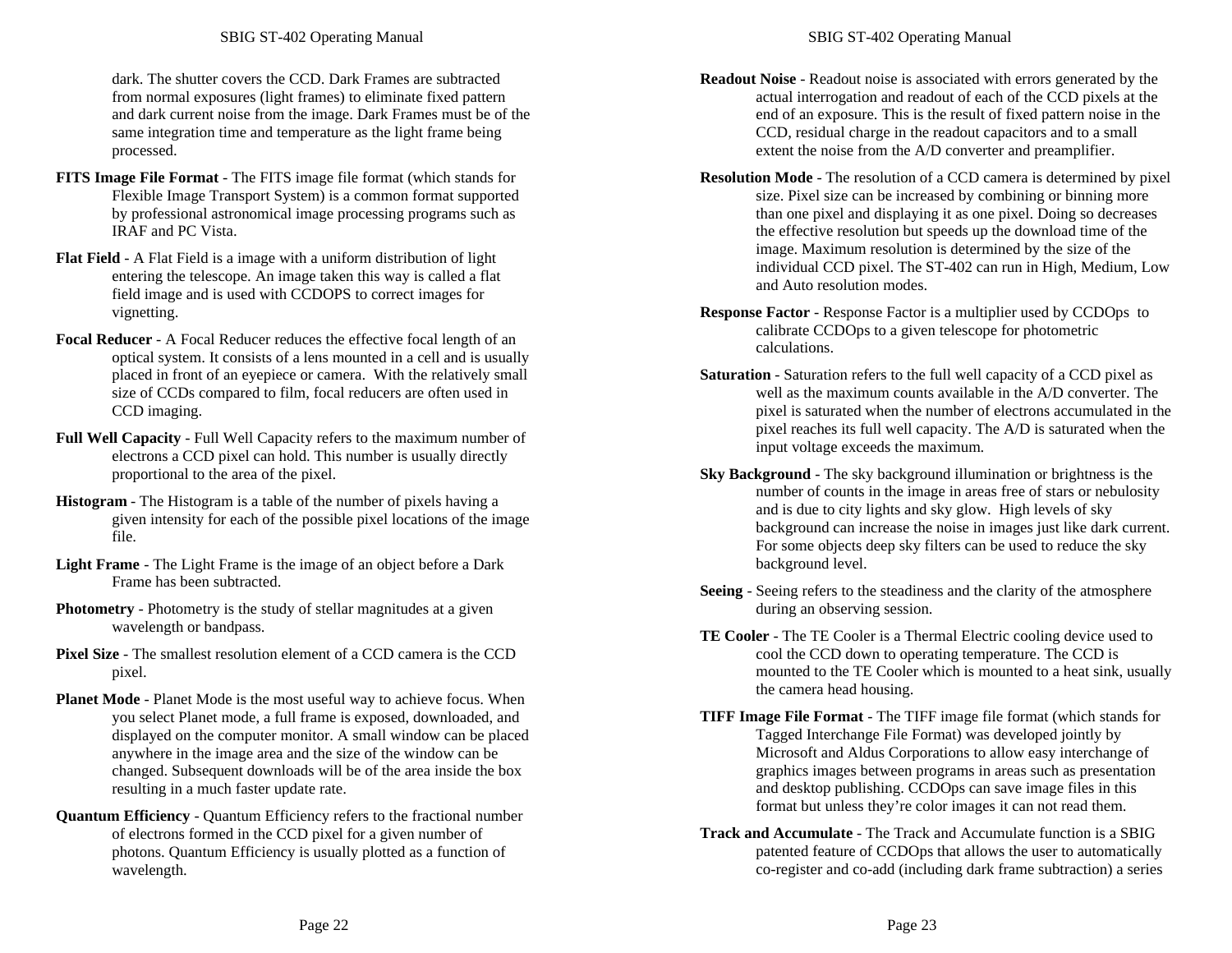dark. The shutter covers the CCD. Dark Frames are subtracted from normal exposures (light frames) to eliminate fixed pattern and dark current noise from the image. Dark Frames must be of the same integration time and temperature as the light frame being processed.

**FITS Image File Format** - The FITS image file format (which stands for Flexible Image Transport System) is a common format supported by professional astronomical image processing programs such as IRAF and PC Vista.

**Flat Field** - A Flat Field is a image with a uniform distribution of light entering the telescope. An image taken this way is called a flat field image and is used with CCDOPS to correct images for vignetting.

**Focal Reducer** - A Focal Reducer reduces the effective focal length of an optical system. It consists of a lens mounted in a cell and is usually placed in front of an eyepiece or camera. With the relatively small size of CCDs compared to film, focal reducers are often used in CCD imaging.

**Full Well Capacity** - Full Well Capacity refers to the maximum number of electrons a CCD pixel can hold. This number is usually directly proportional to the area of the pixel.

**Histogram** - The Histogram is a table of the number of pixels having a given intensity for each of the possible pixel locations of the image file.

**Light Frame** - The Light Frame is the image of an object before a Dark Frame has been subtracted.

**Photometry** - Photometry is the study of stellar magnitudes at a given wavelength or bandpass.

**Pixel Size** - The smallest resolution element of a CCD camera is the CCD pixel.

**Planet Mode** - Planet Mode is the most useful way to achieve focus. When you select Planet mode, a full frame is exposed, downloaded, and displayed on the computer monitor. A small window can be placed anywhere in the image area and the size of the window can be changed. Subsequent downloads will be of the area inside the box resulting in a much faster update rate.

**Quantum Efficiency** - Quantum Efficiency refers to the fractional number of electrons formed in the CCD pixel for a given number of photons. Quantum Efficiency is usually plotted as a function of wavelength.

**Readout Noise** - Readout noise is associated with errors generated by the actual interrogation and readout of each of the CCD pixels at the end of an exposure. This is the result of fixed pattern noise in the CCD, residual charge in the readout capacitors and to a small extent the noise from the A/D converter and preamplifier.

**Resolution Mode** - The resolution of a CCD camera is determined by pixel size. Pixel size can be increased by combining or binning more than one pixel and displaying it as one pixel. Doing so decreases the effective resolution but speeds up the download time of the image. Maximum resolution is determined by the size of the individual CCD pixel. The ST-402 can run in High, Medium, Low and Auto resolution modes.

**Response Factor** - Response Factor is a multiplier used by CCDOps to calibrate CCDOps to a given telescope for photometric calculations.

**Saturation** - Saturation refers to the full well capacity of a CCD pixel as well as the maximum counts available in the A/D converter. The pixel is saturated when the number of electrons accumulated in the pixel reaches its full well capacity. The A/D is saturated when the input voltage exceeds the maximum.

**Sky Background** - The sky background illumination or brightness is the number of counts in the image in areas free of stars or nebulosity and is due to city lights and sky glow. High levels of sky background can increase the noise in images just like dark current. For some objects deep sky filters can be used to reduce the sky background level.

**Seeing** - Seeing refers to the steadiness and the clarity of the atmosphere during an observing session.

**TE Cooler** - The TE Cooler is a Thermal Electric cooling device used to cool the CCD down to operating temperature. The CCD is mounted to the TE Cooler which is mounted to a heat sink, usually the camera head housing.

**TIFF Image File Format** - The TIFF image file format (which stands for Tagged Interchange File Format) was developed jointly by Microsoft and Aldus Corporations to allow easy interchange of graphics images between programs in areas such as presentation and desktop publishing. CCDOps can save image files in this format but unless they're color images it can not read them.

**Track and Accumulate** - The Track and Accumulate function is a SBIG patented feature of CCDOps that allows the user to automatically co-register and co-add (including dark frame subtraction) a series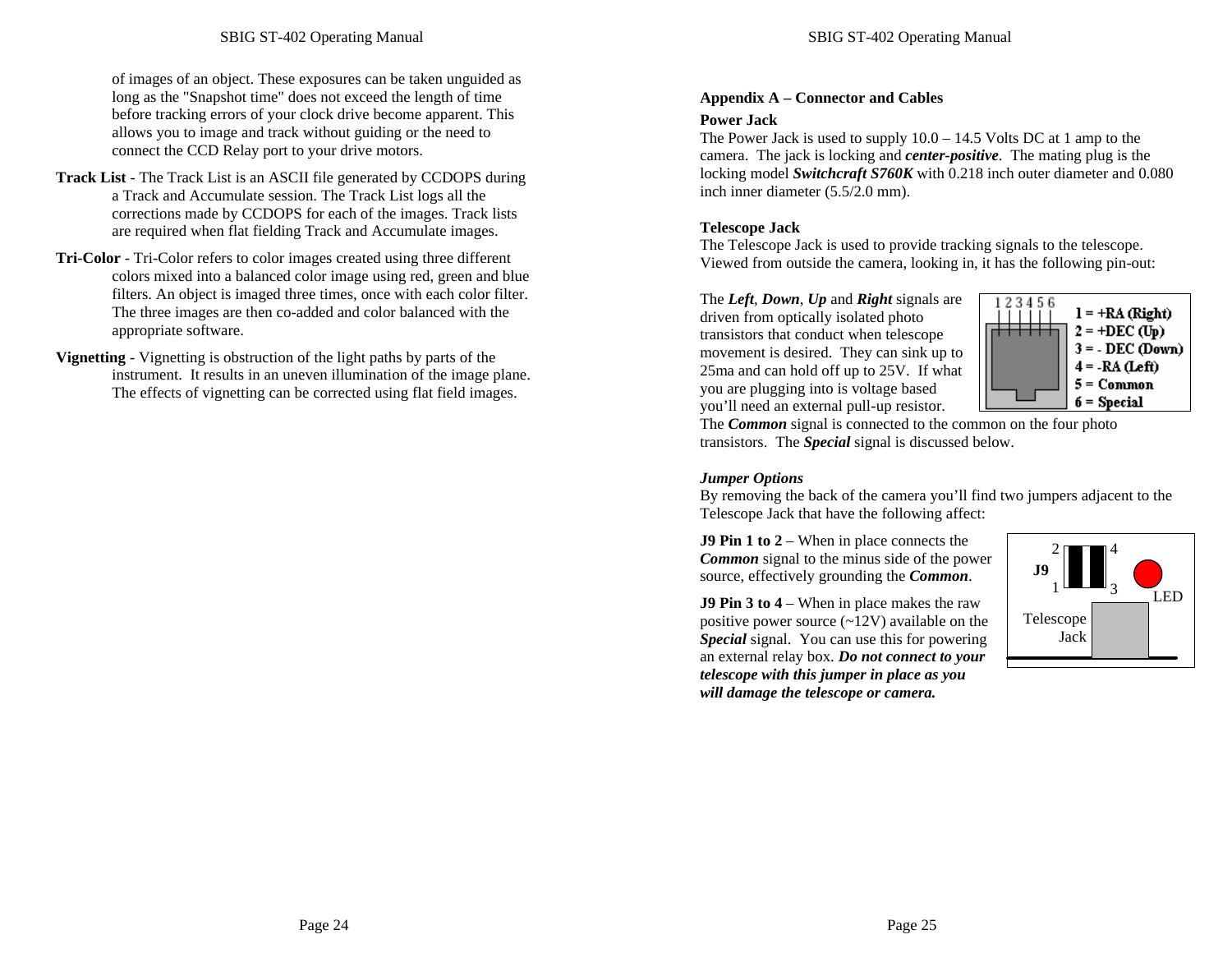of images of an object. These exposures can be taken unguided as long as the "Snapshot time" does not exceed the length of time before tracking errors of your clock drive become apparent. This allows you to image and track without guiding or the need to connect the CCD Relay port to your drive motors.

**Track List** - The Track List is an ASCII file generated by CCDOPS during a Track and Accumulate session. The Track List logs all the corrections made by CCDOPS for each of the images. Track lists are required when flat fielding Track and Accumulate images.

**Tri-Color** - Tri-Color refers to color images created using three different colors mixed into a balanced color image using red, green and blue filters. An object is imaged three times, once with each color filter. The three images are then co-added and color balanced with the appropriate software.

**Vignetting** - Vignetting is obstruction of the light paths by parts of the instrument. It results in an uneven illumination of the image plane. The effects of vignetting can be corrected using flat field images.

## Appendix A – Connector and Cables

### Power Jack

The Power Jack is used to supply 10.0 – 14.5 Volts DC at 1 amp to the camera. The jack is locking and ***center-positive***. The mating plug is the locking model ***Switchcraft S760K*** with 0.218 inch outer diameter and 0.080 inch inner diameter (5.5/2.0 mm).

### Telescope Jack

The Telescope Jack is used to provide tracking signals to the telescope. Viewed from outside the camera, looking in, it has the following pin-out:

1 2 3 4 5 6

- 1 = +RA (Right)
- 2 = +DEC (Up)
- 3 = - DEC (Down)
- 4 = -RA (Left)
- 5 = Common
- 6 = Special

The ***Left***, ***Down***, ***Up*** and ***Right*** signals are driven from optically isolated photo transistors that conduct when telescope movement is desired. They can sink up to 25ma and can hold off up to 25V. If what you are plugging into is voltage based you'll need an external pull-up resistor. The ***Common*** signal is connected to the common on the four photo transistors. The ***Special*** signal is discussed below.

***Jumper Options***

By removing the back of the camera you'll find two jumpers adjacent to the Telescope Jack that have the following affect:

**J9 Pin 1 to 2** – When in place connects the ***Common*** signal to the minus side of the power source, effectively grounding the ***Common***.

**J9 Pin 3 to 4** – When in place makes the raw positive power source (~12V) available on the ***Special*** signal. You can use this for powering an external relay box. ***Do not connect to your telescope with this jumper in place as you will damage the telescope or camera.***

J9 2 4 1 3 LED Telescope Jack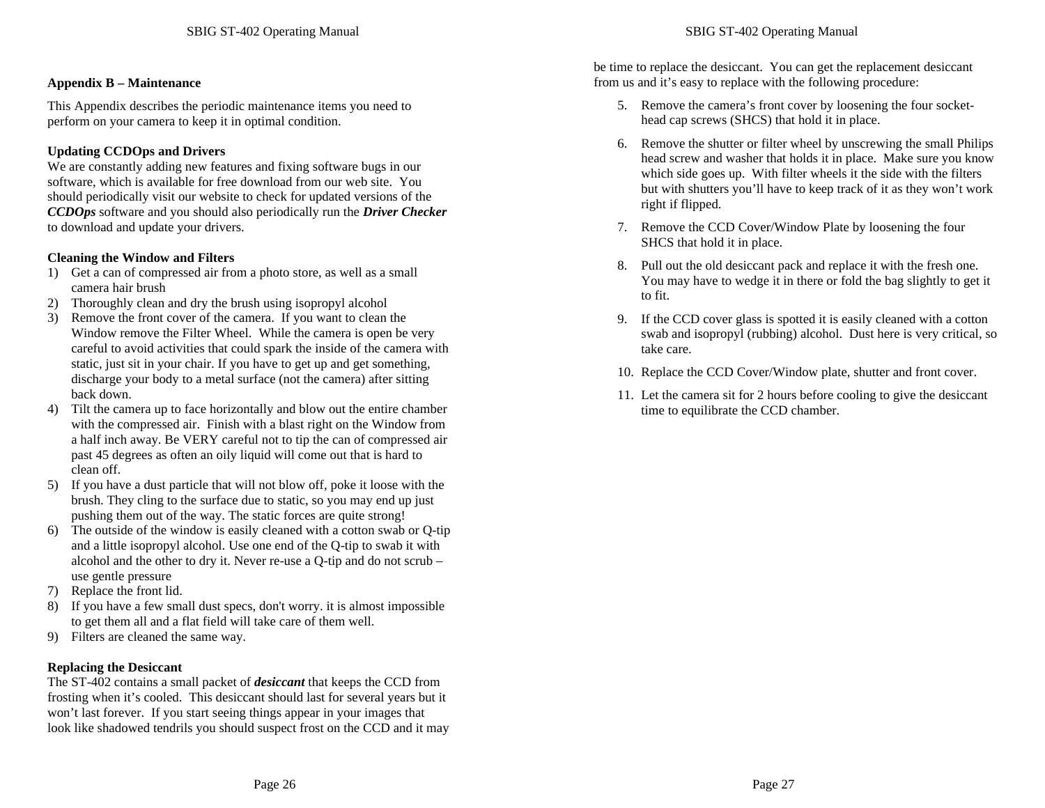## Appendix B – Maintenance

This Appendix describes the periodic maintenance items you need to perform on your camera to keep it in optimal condition.

### Updating CCDOps and Drivers

We are constantly adding new features and fixing software bugs in our software, which is available for free download from our web site. You should periodically visit our website to check for updated versions of the ***CCDOps*** software and you should also periodically run the ***Driver Checker*** to download and update your drivers.

### Cleaning the Window and Filters

1) Get a can of compressed air from a photo store, as well as a small camera hair brush
2) Thoroughly clean and dry the brush using isopropyl alcohol
3) Remove the front cover of the camera. If you want to clean the Window remove the Filter Wheel. While the camera is open be very careful to avoid activities that could spark the inside of the camera with static, just sit in your chair. If you have to get up and get something, discharge your body to a metal surface (not the camera) after sitting back down.
4) Tilt the camera up to face horizontally and blow out the entire chamber with the compressed air. Finish with a blast right on the Window from a half inch away. Be VERY careful not to tip the can of compressed air past 45 degrees as often an oily liquid will come out that is hard to clean off.
5) If you have a dust particle that will not blow off, poke it loose with the brush. They cling to the surface due to static, so you may end up just pushing them out of the way. The static forces are quite strong!
6) The outside of the window is easily cleaned with a cotton swab or Q-tip and a little isopropyl alcohol. Use one end of the Q-tip to swab it with alcohol and the other to dry it. Never re-use a Q-tip and do not scrub – use gentle pressure
7) Replace the front lid.
8) If you have a few small dust specs, don't worry. it is almost impossible to get them all and a flat field will take care of them well.
9) Filters are cleaned the same way.

### Replacing the Desiccant

The ST-402 contains a small packet of ***desiccant*** that keeps the CCD from frosting when it's cooled. This desiccant should last for several years but it won't last forever. If you start seeing things appear in your images that look like shadowed tendrils you should suspect frost on the CCD and it may be time to replace the desiccant. You can get the replacement desiccant from us and it's easy to replace with the following procedure:

5. Remove the camera's front cover by loosening the four socket-head cap screws (SHCS) that hold it in place.
6. Remove the shutter or filter wheel by unscrewing the small Philips head screw and washer that holds it in place. Make sure you know which side goes up. With filter wheels it the side with the filters but with shutters you'll have to keep track of it as they won't work right if flipped.
7. Remove the CCD Cover/Window Plate by loosening the four SHCS that hold it in place.
8. Pull out the old desiccant pack and replace it with the fresh one. You may have to wedge it in there or fold the bag slightly to get it to fit.
9. If the CCD cover glass is spotted it is easily cleaned with a cotton swab and isopropyl (rubbing) alcohol. Dust here is very critical, so take care.
10. Replace the CCD Cover/Window plate, shutter and front cover.
11. Let the camera sit for 2 hours before cooling to give the desiccant time to equilibrate the CCD chamber.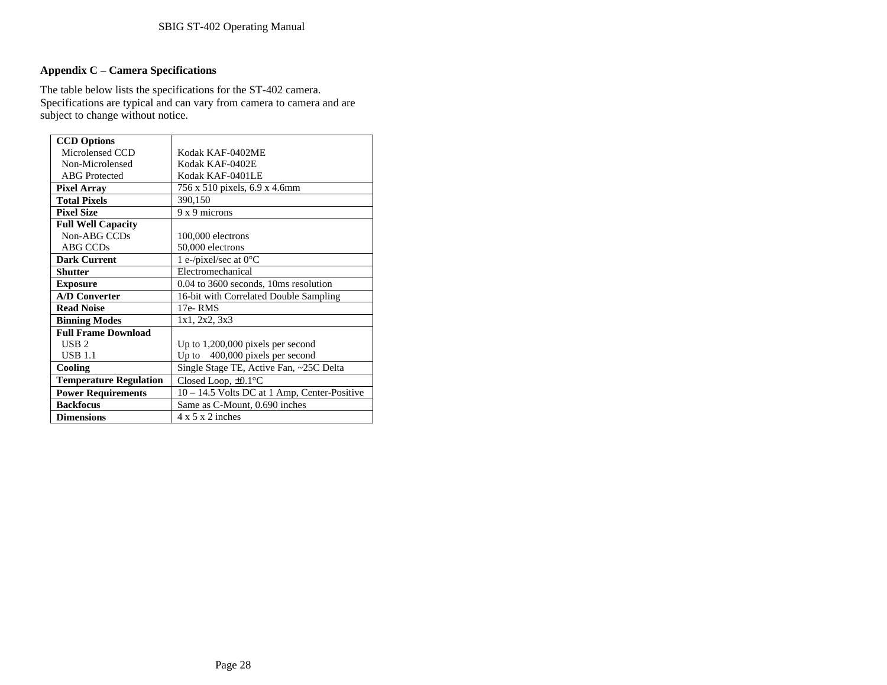## Appendix C – Camera Specifications

The table below lists the specifications for the ST-402 camera. Specifications are typical and can vary from camera to camera and are subject to change without notice.

| | |
|---|---|
| **CCD Options**<br>Microlensed CCD<br>Non-Microlensed<br>ABG Protected | <br>Kodak KAF-0402ME<br>Kodak KAF-0402E<br>Kodak KAF-0401LE |
| **Pixel Array** | 756 x 510 pixels, 6.9 x 4.6mm |
| **Total Pixels** | 390,150 |
| **Pixel Size** | 9 x 9 microns |
| **Full Well Capacity**<br>Non-ABG CCDs<br>ABG CCDs | <br>100,000 electrons<br>50,000 electrons |
| **Dark Current** | 1 e-/pixel/sec at 0°C |
| **Shutter** | Electromechanical |
| **Exposure** | 0.04 to 3600 seconds, 10ms resolution |
| **A/D Converter** | 16-bit with Correlated Double Sampling |
| **Read Noise** | 17e- RMS |
| **Binning Modes** | 1x1, 2x2, 3x3 |
| **Full Frame Download**<br>USB 2<br>USB 1.1 | <br>Up to 1,200,000 pixels per second<br>Up to 400,000 pixels per second |
| **Cooling** | Single Stage TE, Active Fan, ~25C Delta |
| **Temperature Regulation** | Closed Loop, ±0.1°C |
| **Power Requirements** | 10 – 14.5 Volts DC at 1 Amp, Center-Positive |
| **Backfocus** | Same as C-Mount, 0.690 inches |
| **Dimensions** | 4 x 5 x 2 inches |